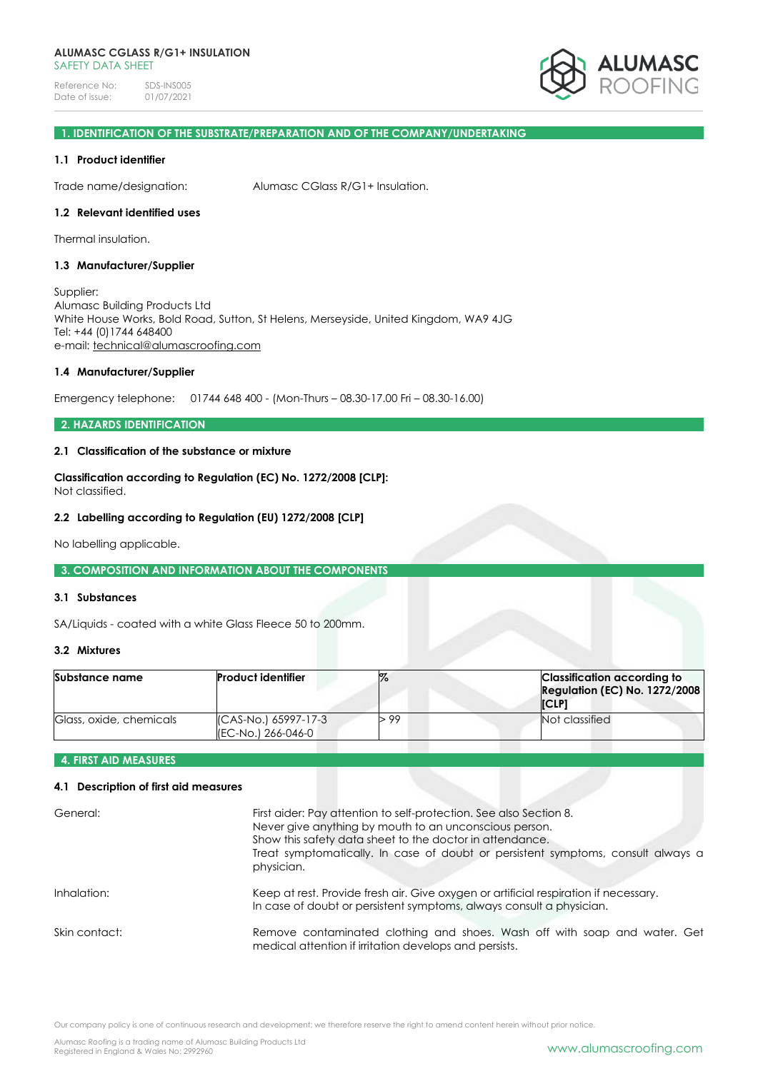**ALUMASC CGLASS R/G1+ INSULATION**
SAFETY DATA SHEET

Reference No: SDS-INS005
Date of issue: 01/07/2021

## 1. IDENTIFICATION OF THE SUBSTRATE/PREPARATION AND OF THE COMPANY/UNDERTAKING

### 1.1 Product identifier

Trade name/designation: Alumasc CGlass R/G1+ Insulation.

### 1.2 Relevant identified uses

Thermal insulation.

### 1.3 Manufacturer/Supplier

Supplier:
Alumasc Building Products Ltd
White House Works, Bold Road, Sutton, St Helens, Merseyside, United Kingdom, WA9 4JG
Tel: +44 (0)1744 648400
e-mail: technical@alumascroofing.com

### 1.4 Manufacturer/Supplier

Emergency telephone: 01744 648 400 - (Mon-Thurs – 08.30-17.00 Fri – 08.30-16.00)

## 2. HAZARDS IDENTIFICATION

### 2.1 Classification of the substance or mixture

**Classification according to Regulation (EC) No. 1272/2008 [CLP]:**
Not classified.

### 2.2 Labelling according to Regulation (EU) 1272/2008 [CLP]

No labelling applicable.

## 3. COMPOSITION AND INFORMATION ABOUT THE COMPONENTS

### 3.1 Substances

SA/Liquids - coated with a white Glass Fleece 50 to 200mm.

### 3.2 Mixtures

| Substance name | Product identifier | % | Classification according to Regulation (EC) No. 1272/2008 [CLP] |
|---|---|---|---|
| Glass, oxide, chemicals | (CAS-No.) 65997-17-3<br>(EC-No.) 266-046-0 | > 99 | Not classified |

## 4. FIRST AID MEASURES

### 4.1 Description of first aid measures

General: First aider: Pay attention to self-protection. See also Section 8.
Never give anything by mouth to an unconscious person.
Show this safety data sheet to the doctor in attendance.
Treat symptomatically. In case of doubt or persistent symptoms, consult always a physician.

Inhalation: Keep at rest. Provide fresh air. Give oxygen or artificial respiration if necessary.
In case of doubt or persistent symptoms, always consult a physician.

Skin contact: Remove contaminated clothing and shoes. Wash off with soap and water. Get medical attention if irritation develops and persists.

Our company policy is one of continuous research and development; we therefore reserve the right to amend content herein without prior notice.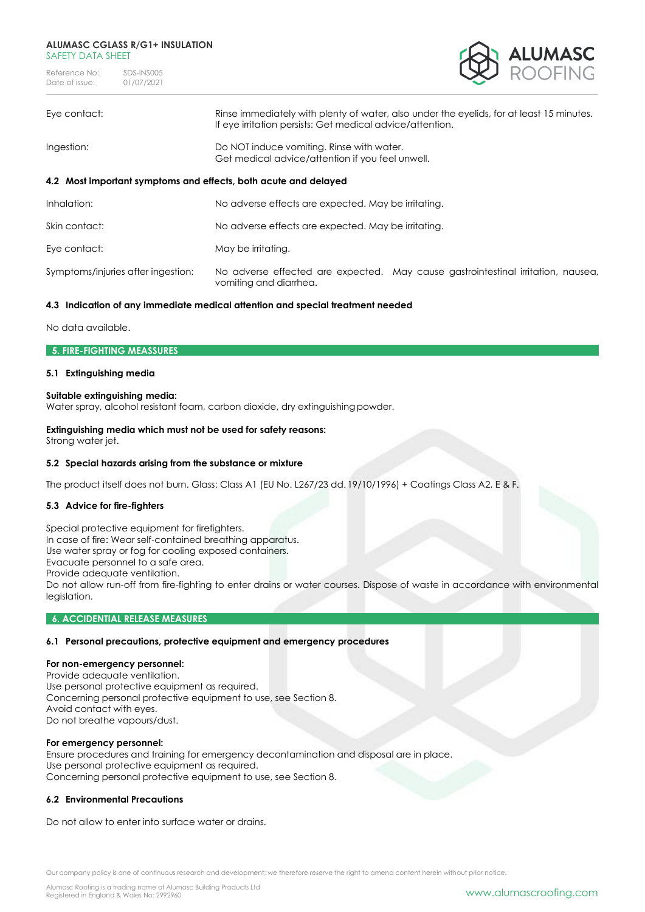| | |
|---|---|
| Eye contact: | Rinse immediately with plenty of water, also under the eyelids, for at least 15 minutes. If eye irritation persists: Get medical advice/attention. |
| Ingestion: | Do NOT induce vomiting. Rinse with water. Get medical advice/attention if you feel unwell. |

### 4.2 Most important symptoms and effects, both acute and delayed

| | |
|---|---|
| Inhalation: | No adverse effects are expected. May be irritating. |
| Skin contact: | No adverse effects are expected. May be irritating. |
| Eye contact: | May be irritating. |
| Symptoms/injuries after ingestion: | No adverse effected are expected. May cause gastrointestinal irritation, nausea, vomiting and diarrhea. |

### 4.3 Indication of any immediate medical attention and special treatment needed

No data available.

## 5. FIRE-FIGHTING MEASSURES

### 5.1 Extinguishing media

**Suitable extinguishing media:**
Water spray, alcohol resistant foam, carbon dioxide, dry extinguishing powder.

**Extinguishing media which must not be used for safety reasons:**
Strong water jet.

### 5.2 Special hazards arising from the substance or mixture

The product itself does not burn. Glass: Class A1 (EU No. L267/23 dd. 19/10/1996) + Coatings Class A2, E & F.

### 5.3 Advice for fire-fighters

Special protective equipment for firefighters.
In case of fire: Wear self-contained breathing apparatus.
Use water spray or fog for cooling exposed containers.
Evacuate personnel to a safe area.
Provide adequate ventilation.
Do not allow run-off from fire-fighting to enter drains or water courses. Dispose of waste in accordance with environmental legislation.

## 6. ACCIDENTIAL RELEASE MEASURES

### 6.1 Personal precautions, protective equipment and emergency procedures

**For non-emergency personnel:**
Provide adequate ventilation.
Use personal protective equipment as required.
Concerning personal protective equipment to use, see Section 8.
Avoid contact with eyes.
Do not breathe vapours/dust.

**For emergency personnel:**
Ensure procedures and training for emergency decontamination and disposal are in place.
Use personal protective equipment as required.
Concerning personal protective equipment to use, see Section 8.

### 6.2 Environmental Precautions

Do not allow to enter into surface water or drains.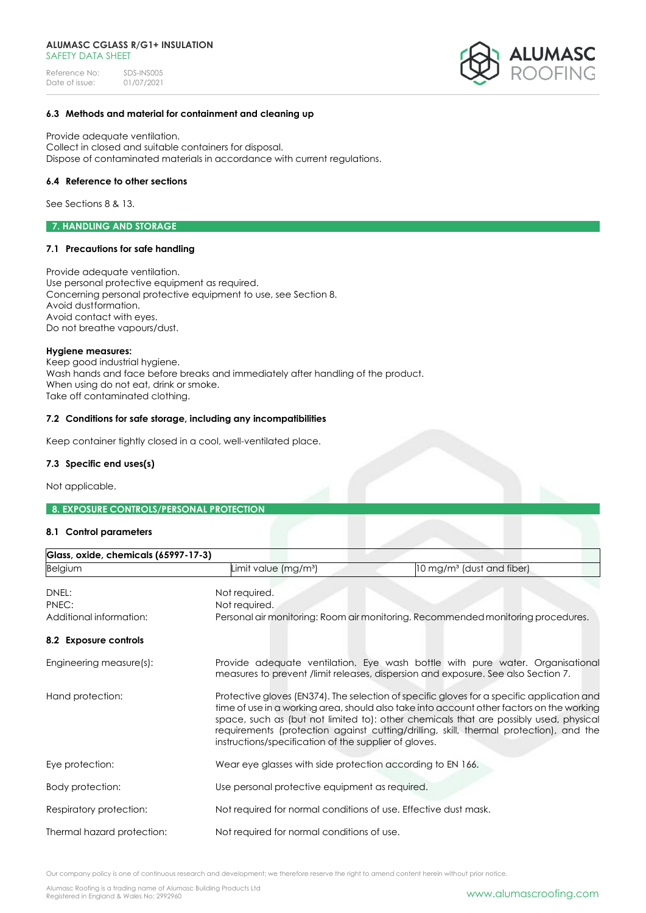### 6.3 Methods and material for containment and cleaning up

Provide adequate ventilation.
Collect in closed and suitable containers for disposal.
Dispose of contaminated materials in accordance with current regulations.

### 6.4 Reference to other sections

See Sections 8 & 13.

## 7. HANDLING AND STORAGE

### 7.1 Precautions for safe handling

Provide adequate ventilation.
Use personal protective equipment as required.
Concerning personal protective equipment to use, see Section 8.
Avoid dustformation.
Avoid contact with eyes.
Do not breathe vapours/dust.

**Hygiene measures:**
Keep good industrial hygiene.
Wash hands and face before breaks and immediately after handling of the product.
When using do not eat, drink or smoke.
Take off contaminated clothing.

### 7.2 Conditions for safe storage, including any incompatibilities

Keep container tightly closed in a cool, well-ventilated place.

### 7.3 Specific end uses(s)

Not applicable.

## 8. EXPOSURE CONTROLS/PERSONAL PROTECTION

### 8.1 Control parameters

| Glass, oxide, chemicals (65997-17-3) | | |
|---|---|---|
| Belgium | Limit value (mg/m³) | 10 mg/m³ (dust and fiber) |

DNEL: Not required.
PNEC: Not required.
Additional information: Personal air monitoring: Room air monitoring. Recommended monitoring procedures.

### 8.2 Exposure controls

Engineering measure(s): Provide adequate ventilation. Eye wash bottle with pure water. Organisational measures to prevent /limit releases, dispersion and exposure. See also Section 7.

Hand protection: Protective gloves (EN374). The selection of specific gloves for a specific application and time of use in a working area, should also take into account other factors on the working space, such as (but not limited to): other chemicals that are possibly used, physical requirements (protection against cutting/drilling, skill, thermal protection), and the instructions/specification of the supplier of gloves.

Eye protection: Wear eye glasses with side protection according to EN 166.

Body protection: Use personal protective equipment as required.

Respiratory protection: Not required for normal conditions of use. Effective dust mask.

Thermal hazard protection: Not required for normal conditions of use.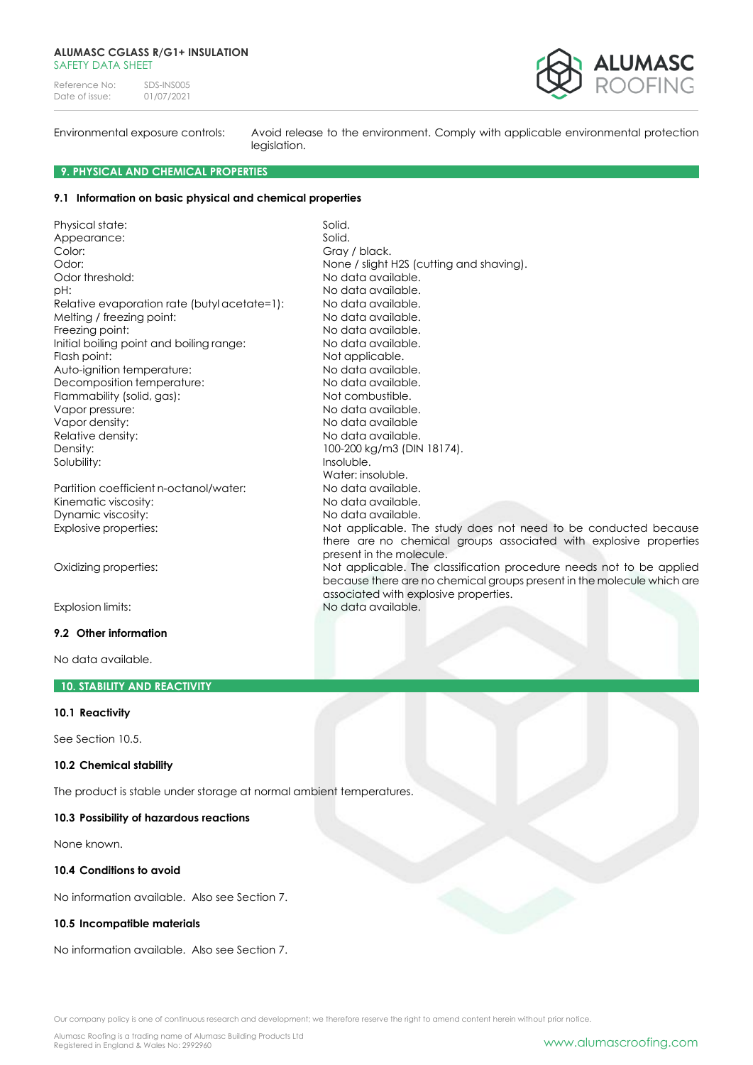Environmental exposure controls: Avoid release to the environment. Comply with applicable environmental protection legislation.

## 9. PHYSICAL AND CHEMICAL PROPERTIES

### 9.1 Information on basic physical and chemical properties

| Property | Value |
|---|---|
| Physical state: | Solid. |
| Appearance: | Solid. |
| Color: | Gray / black. |
| Odor: | None / slight $H_2S$ (cutting and shaving). |
| Odor threshold: | No data available. |
| pH: | No data available. |
| Relative evaporation rate (butyl acetate=1): | No data available. |
| Melting / freezing point: | No data available. |
| Freezing point: | No data available. |
| Initial boiling point and boiling range: | No data available. |
| Flash point: | Not applicable. |
| Auto-ignition temperature: | No data available. |
| Decomposition temperature: | No data available. |
| Flammability (solid, gas): | Not combustible. |
| Vapor pressure: | No data available. |
| Vapor density: | No data available |
| Relative density: | No data available. |
| Density: | 100-200 kg/m3 (DIN 18174). |
| Solubility: | Insoluble.<br>Water: insoluble. |
| Partition coefficient n-octanol/water: | No data available. |
| Kinematic viscosity: | No data available. |
| Dynamic viscosity: | No data available. |
| Explosive properties: | Not applicable. The study does not need to be conducted because there are no chemical groups associated with explosive properties present in the molecule. |
| Oxidizing properties: | Not applicable. The classification procedure needs not to be applied because there are no chemical groups present in the molecule which are associated with explosive properties. |
| Explosion limits: | No data available. |

### 9.2 Other information

No data available.

## 10. STABILITY AND REACTIVITY

### 10.1 Reactivity

See Section 10.5.

### 10.2 Chemical stability

The product is stable under storage at normal ambient temperatures.

### 10.3 Possibility of hazardous reactions

None known.

### 10.4 Conditions to avoid

No information available. Also see Section 7.

### 10.5 Incompatible materials

No information available. Also see Section 7.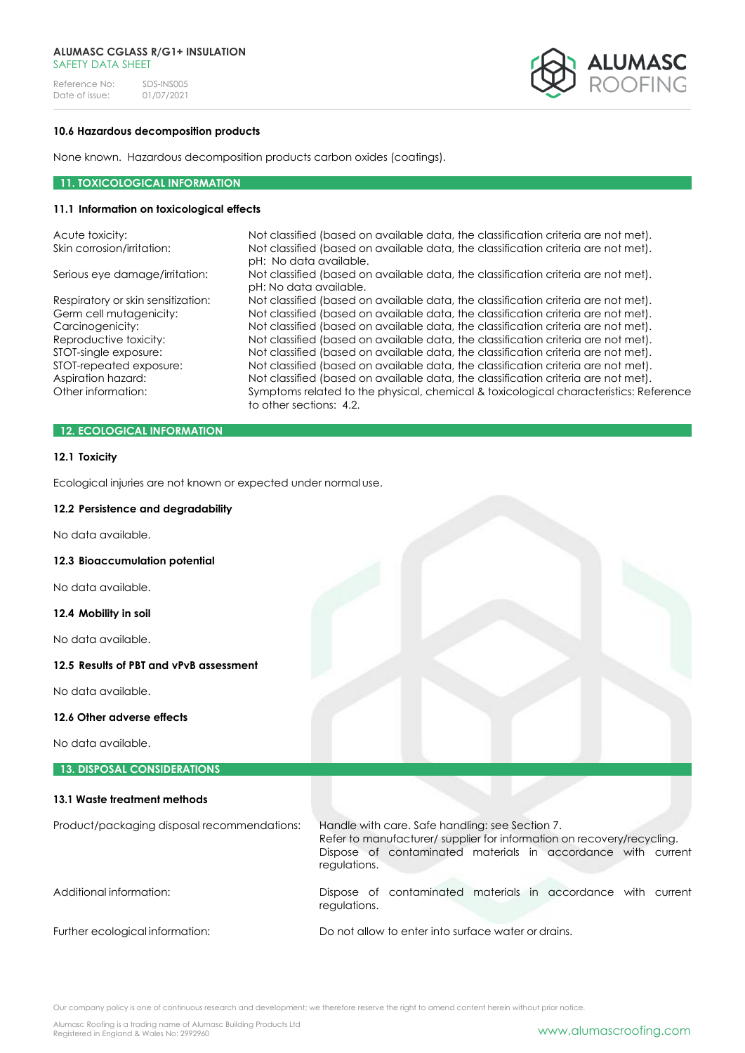### 10.6 Hazardous decomposition products

None known. Hazardous decomposition products carbon oxides (coatings).

## 11. TOXICOLOGICAL INFORMATION

### 11.1 Information on toxicological effects

| | |
|---|---|
| Acute toxicity: | Not classified (based on available data, the classification criteria are not met). |
| Skin corrosion/irritation: | Not classified (based on available data, the classification criteria are not met). pH: No data available. |
| Serious eye damage/irritation: | Not classified (based on available data, the classification criteria are not met). pH: No data available. |
| Respiratory or skin sensitization: | Not classified (based on available data, the classification criteria are not met). |
| Germ cell mutagenicity: | Not classified (based on available data, the classification criteria are not met). |
| Carcinogenicity: | Not classified (based on available data, the classification criteria are not met). |
| Reproductive toxicity: | Not classified (based on available data, the classification criteria are not met). |
| STOT-single exposure: | Not classified (based on available data, the classification criteria are not met). |
| STOT-repeated exposure: | Not classified (based on available data, the classification criteria are not met). |
| Aspiration hazard: | Not classified (based on available data, the classification criteria are not met). |
| Other information: | Symptoms related to the physical, chemical & toxicological characteristics: Reference to other sections: 4.2. |

## 12. ECOLOGICAL INFORMATION

### 12.1 Toxicity

Ecological injuries are not known or expected under normal use.

### 12.2 Persistence and degradability

No data available.

### 12.3 Bioaccumulation potential

No data available.

### 12.4 Mobility in soil

No data available.

### 12.5 Results of PBT and vPvB assessment

No data available.

### 12.6 Other adverse effects

No data available.

## 13. DISPOSAL CONSIDERATIONS

### 13.1 Waste treatment methods

| | |
|---|---|
| Product/packaging disposal recommendations: | Handle with care. Safe handling: see Section 7. Refer to manufacturer/ supplier for information on recovery/recycling. Dispose of contaminated materials in accordance with current regulations. |
| Additional information: | Dispose of contaminated materials in accordance with current regulations. |
| Further ecological information: | Do not allow to enter into surface water or drains. |

Our company policy is one of continuous research and development; we therefore reserve the right to amend content herein without prior notice.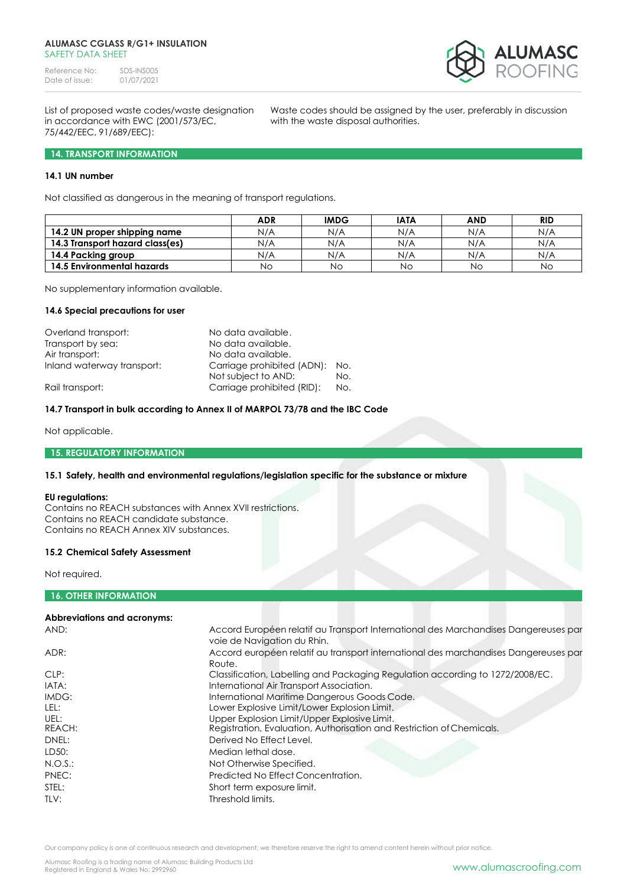List of proposed waste codes/waste designation in accordance with EWC (2001/573/EC, 75/442/EEC, 91/689/EEC): Waste codes should be assigned by the user, preferably in discussion with the waste disposal authorities.

## 14. TRANSPORT INFORMATION

### 14.1 UN number

Not classified as dangerous in the meaning of transport regulations.

| | ADR | IMDG | IATA | AND | RID |
|---|---|---|---|---|---|
| **14.2 UN proper shipping name** | N/A | N/A | N/A | N/A | N/A |
| **14.3 Transport hazard class(es)** | N/A | N/A | N/A | N/A | N/A |
| **14.4 Packing group** | N/A | N/A | N/A | N/A | N/A |
| **14.5 Environmental hazards** | No | No | No | No | No |

No supplementary information available.

### 14.6 Special precautions for user

Overland transport: No data available.
Transport by sea: No data available.
Air transport: No data available.
Inland waterway transport: Carriage prohibited (ADN): No.
Not subject to AND: No.
Rail transport: Carriage prohibited (RID): No.

### 14.7 Transport in bulk according to Annex II of MARPOL 73/78 and the IBC Code

Not applicable.

## 15. REGULATORY INFORMATION

### 15.1 Safety, health and environmental regulations/legislation specific for the substance or mixture

**EU regulations:**
Contains no REACH substances with Annex XVII restrictions.
Contains no REACH candidate substance.
Contains no REACH Annex XIV substances.

### 15.2 Chemical Safety Assessment

Not required.

## 16. OTHER INFORMATION

**Abbreviations and acronyms:**

AND: Accord Européen relatif au Transport International des Marchandises Dangereuses par voie de Navigation du Rhin.
ADR: Accord européen relatif au transport international des marchandises Dangereuses par Route.
CLP: Classification, Labelling and Packaging Regulation according to 1272/2008/EC.
IATA: International Air Transport Association.
IMDG: International Maritime Dangerous Goods Code.
LEL: Lower Explosive Limit/Lower Explosion Limit.
UEL: Upper Explosion Limit/Upper Explosive Limit.
REACH: Registration, Evaluation, Authorisation and Restriction of Chemicals.
DNEL: Derived No Effect Level.
LD50: Median lethal dose.
N.O.S.: Not Otherwise Specified.
PNEC: Predicted No Effect Concentration.
STEL: Short term exposure limit.
TLV: Threshold limits.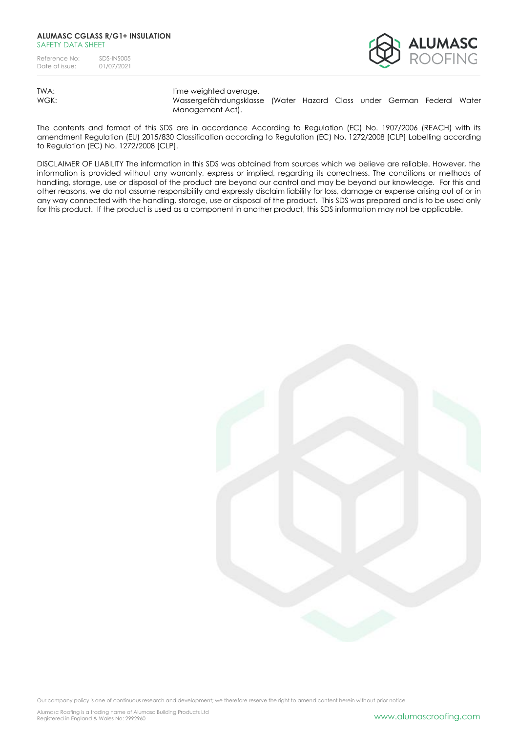TWA: time weighted average.

WGK: Wassergefährdungsklasse (Water Hazard Class under German Federal Water Management Act).

The contents and format of this SDS are in accordance According to Regulation (EC) No. 1907/2006 (REACH) with its amendment Regulation (EU) 2015/830 Classification according to Regulation (EC) No. 1272/2008 [CLP] Labelling according to Regulation (EC) No. 1272/2008 [CLP].

DISCLAIMER OF LIABILITY The information in this SDS was obtained from sources which we believe are reliable. However, the information is provided without any warranty, express or implied, regarding its correctness. The conditions or methods of handling, storage, use or disposal of the product are beyond our control and may be beyond our knowledge. For this and other reasons, we do not assume responsibility and expressly disclaim liability for loss, damage or expense arising out of or in any way connected with the handling, storage, use or disposal of the product. This SDS was prepared and is to be used only for this product. If the product is used as a component in another product, this SDS information may not be applicable.